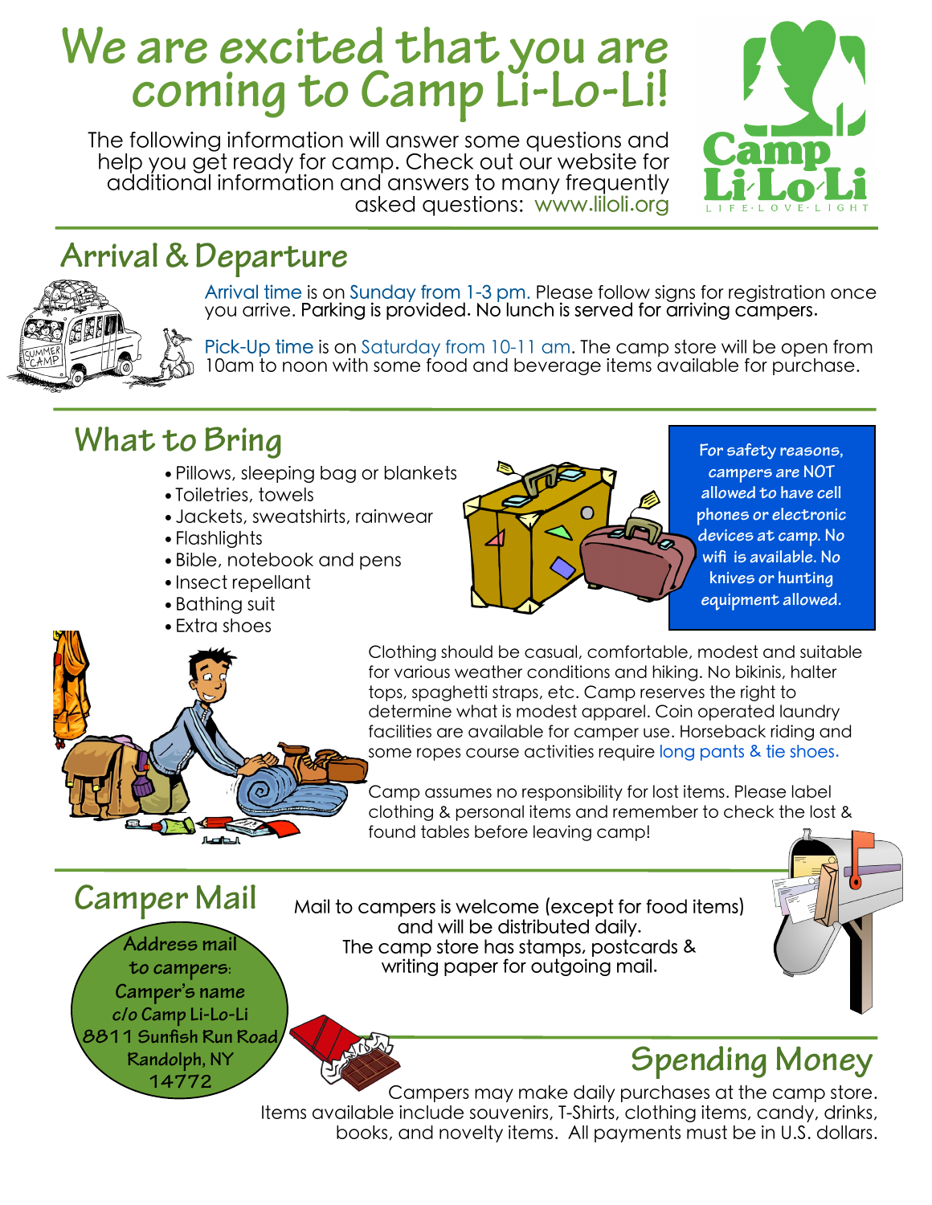# We are excited that you are coming to Camp Li-Lo-Li!

The following information will answer some questions and help you get ready for camp. Check out our website for additional information and answers to many frequently asked questions: www.liloli.org

Camp Li-Lo-Li
LIFE·LOVE·LIGHT

## Arrival & Departure

Arrival time is on Sunday from 1-3 pm. Please follow signs for registration once you arrive. Parking is provided. No lunch is served for arriving campers.

Pick-Up time is on Saturday from 10-11 am. The camp store will be open from 10am to noon with some food and beverage items available for purchase.

## What to Bring

- Pillows, sleeping bag or blankets
- Toiletries, towels
- Jackets, sweatshirts, rainwear
- Flashlights
- Bible, notebook and pens
- Insect repellant
- Bathing suit
- Extra shoes

For safety reasons, campers are NOT allowed to have cell phones or electronic devices at camp. No wifi is available. No knives or hunting equipment allowed.

Clothing should be casual, comfortable, modest and suitable for various weather conditions and hiking. No bikinis, halter tops, spaghetti straps, etc. Camp reserves the right to determine what is modest apparel. Coin operated laundry facilities are available for camper use. Horseback riding and some ropes course activities require long pants & tie shoes.

Camp assumes no responsibility for lost items. Please label clothing & personal items and remember to check the lost & found tables before leaving camp!

## Camper Mail

Mail to campers is welcome (except for food items) and will be distributed daily.
The camp store has stamps, postcards & writing paper for outgoing mail.

Address mail to campers:
Camper's name
c/o Camp Li-Lo-Li
8811 Sunfish Run Road
Randolph, NY
14772

## Spending Money

Campers may make daily purchases at the camp store. Items available include souvenirs, T-Shirts, clothing items, candy, drinks, books, and novelty items. All payments must be in U.S. dollars.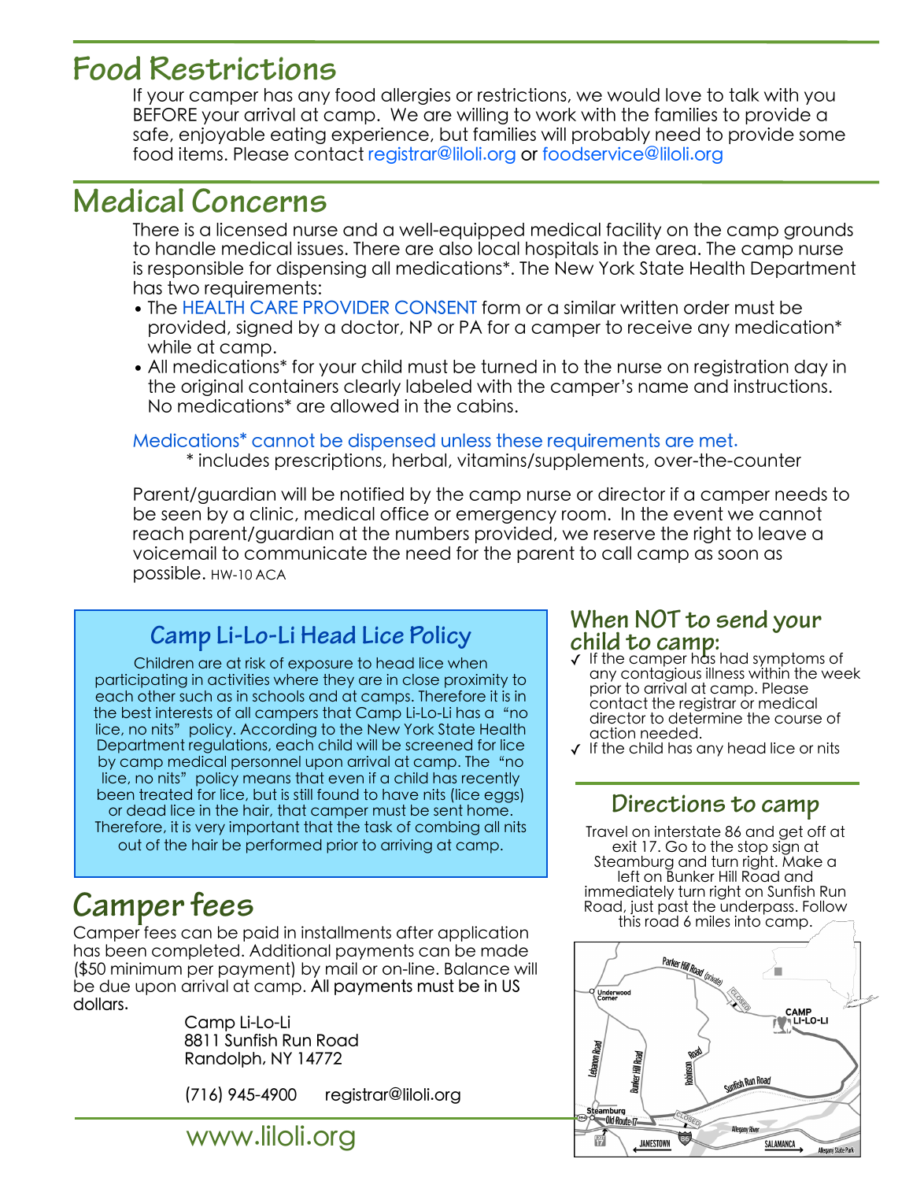# Food Restrictions

If your camper has any food allergies or restrictions, we would love to talk with you BEFORE your arrival at camp. We are willing to work with the families to provide a safe, enjoyable eating experience, but families will probably need to provide some food items. Please contact registrar@liloli.org or foodservice@liloli.org

# Medical Concerns

There is a licensed nurse and a well-equipped medical facility on the camp grounds to handle medical issues. There are also local hospitals in the area. The camp nurse is responsible for dispensing all medications*. The New York State Health Department has two requirements:

- The HEALTH CARE PROVIDER CONSENT form or a similar written order must be provided, signed by a doctor, NP or PA for a camper to receive any medication* while at camp.
- All medications* for your child must be turned in to the nurse on registration day in the original containers clearly labeled with the camper's name and instructions. No medications* are allowed in the cabins.

Medications* cannot be dispensed unless these requirements are met.

\* includes prescriptions, herbal, vitamins/supplements, over-the-counter

Parent/guardian will be notified by the camp nurse or director if a camper needs to be seen by a clinic, medical office or emergency room. In the event we cannot reach parent/guardian at the numbers provided, we reserve the right to leave a voicemail to communicate the need for the parent to call camp as soon as possible. HW-10 ACA

## Camp Li-Lo-Li Head Lice Policy

Children are at risk of exposure to head lice when participating in activities where they are in close proximity to each other such as in schools and at camps. Therefore it is in the best interests of all campers that Camp Li-Lo-Li has a "no lice, no nits" policy. According to the New York State Health Department regulations, each child will be screened for lice by camp medical personnel upon arrival at camp. The "no lice, no nits" policy means that even if a child has recently been treated for lice, but is still found to have nits (lice eggs) or dead lice in the hair, that camper must be sent home. Therefore, it is very important that the task of combing all nits out of the hair be performed prior to arriving at camp.

## When NOT to send your child to camp:

- ✓ If the camper has had symptoms of any contagious illness within the week prior to arrival at camp. Please contact the registrar or medical director to determine the course of action needed.
- ✓ If the child has any head lice or nits

## Directions to camp

Travel on interstate 86 and get off at exit 17. Go to the stop sign at Steamburg and turn right. Make a left on Bunker Hill Road and immediately turn right on Sunfish Run Road, just past the underpass. Follow this road 6 miles into camp.

Parker Hill Road (private)
CLOSED
Underwood Corner
CAMP LI-LO-LI
Lebanon Road
Bunker Hill Road
Robinson Road
Sunfish Run Road
Steamburg
Old Route 17
CLOSED
Allegany River
EXIT 17
86
JAMESTOWN
SALAMANCA
Allegany State Park

# Camper fees

Camper fees can be paid in installments after application has been completed. Additional payments can be made ($50 minimum per payment) by mail or on-line. Balance will be due upon arrival at camp. All payments must be in US dollars.

Camp Li-Lo-Li
8811 Sunfish Run Road
Randolph, NY 14772

(716) 945-4900 registrar@liloli.org

www.liloli.org